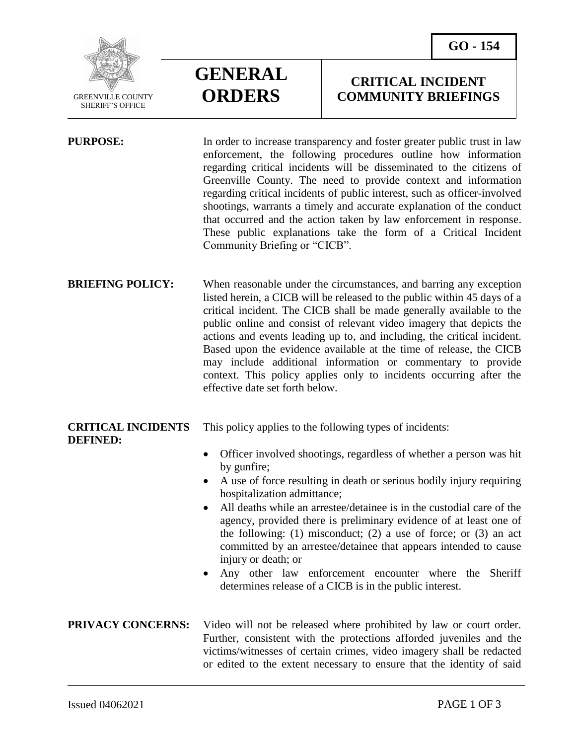GO - 154

GREENVILLE COUNTY SHERIFF'S OFFICE

# GENERAL ORDERS

## CRITICAL INCIDENT COMMUNITY BRIEFINGS

**PURPOSE:** In order to increase transparency and foster greater public trust in law enforcement, the following procedures outline how information regarding critical incidents will be disseminated to the citizens of Greenville County. The need to provide context and information regarding critical incidents of public interest, such as officer-involved shootings, warrants a timely and accurate explanation of the conduct that occurred and the action taken by law enforcement in response. These public explanations take the form of a Critical Incident Community Briefing or "CICB".

**BRIEFING POLICY:** When reasonable under the circumstances, and barring any exception listed herein, a CICB will be released to the public within 45 days of a critical incident. The CICB shall be made generally available to the public online and consist of relevant video imagery that depicts the actions and events leading up to, and including, the critical incident. Based upon the evidence available at the time of release, the CICB may include additional information or commentary to provide context. This policy applies only to incidents occurring after the effective date set forth below.

**CRITICAL INCIDENTS DEFINED:** This policy applies to the following types of incidents:

- Officer involved shootings, regardless of whether a person was hit by gunfire;
- A use of force resulting in death or serious bodily injury requiring hospitalization admittance;
- All deaths while an arrestee/detainee is in the custodial care of the agency, provided there is preliminary evidence of at least one of the following: (1) misconduct; (2) a use of force; or (3) an act committed by an arrestee/detainee that appears intended to cause injury or death; or
- Any other law enforcement encounter where the Sheriff determines release of a CICB is in the public interest.

**PRIVACY CONCERNS:** Video will not be released where prohibited by law or court order. Further, consistent with the protections afforded juveniles and the victims/witnesses of certain crimes, video imagery shall be redacted or edited to the extent necessary to ensure that the identity of said

Issued 04062021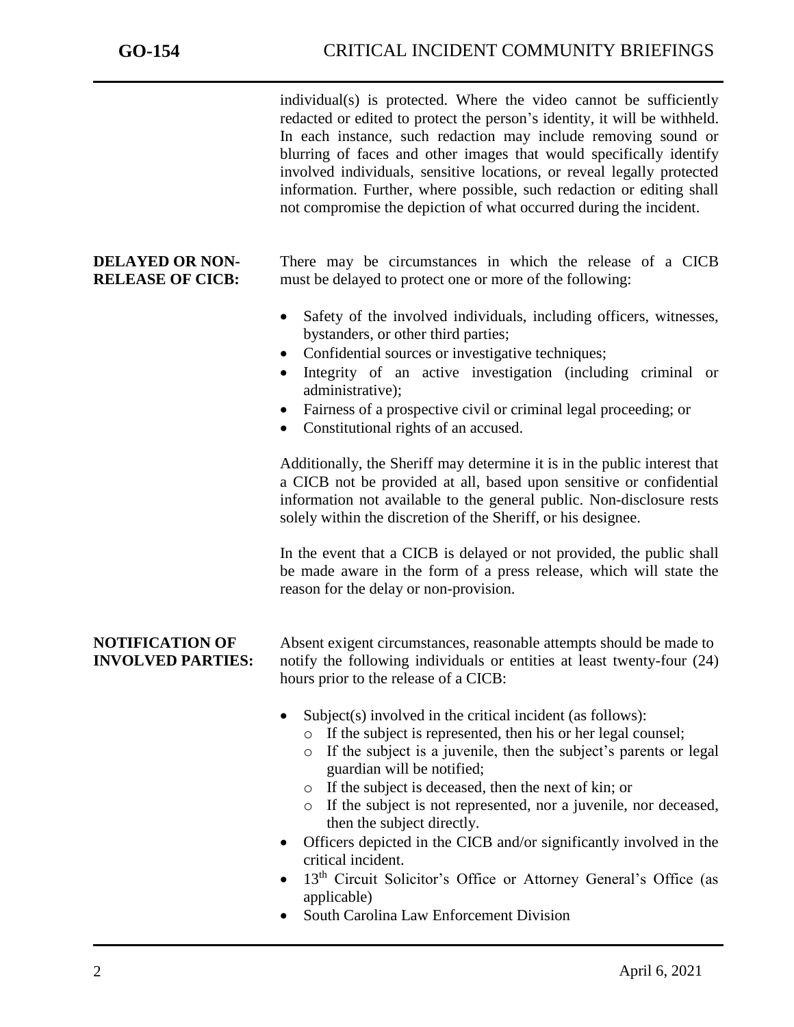individual(s) is protected. Where the video cannot be sufficiently redacted or edited to protect the person's identity, it will be withheld. In each instance, such redaction may include removing sound or blurring of faces and other images that would specifically identify involved individuals, sensitive locations, or reveal legally protected information. Further, where possible, such redaction or editing shall not compromise the depiction of what occurred during the incident.

**DELAYED OR NON-RELEASE OF CICB:**

There may be circumstances in which the release of a CICB must be delayed to protect one or more of the following:

- Safety of the involved individuals, including officers, witnesses, bystanders, or other third parties;
- Confidential sources or investigative techniques;
- Integrity of an active investigation (including criminal or administrative);
- Fairness of a prospective civil or criminal legal proceeding; or
- Constitutional rights of an accused.

Additionally, the Sheriff may determine it is in the public interest that a CICB not be provided at all, based upon sensitive or confidential information not available to the general public. Non-disclosure rests solely within the discretion of the Sheriff, or his designee.

In the event that a CICB is delayed or not provided, the public shall be made aware in the form of a press release, which will state the reason for the delay or non-provision.

**NOTIFICATION OF INVOLVED PARTIES:**

Absent exigent circumstances, reasonable attempts should be made to notify the following individuals or entities at least twenty-four (24) hours prior to the release of a CICB:

- Subject(s) involved in the critical incident (as follows):
  - If the subject is represented, then his or her legal counsel;
  - If the subject is a juvenile, then the subject's parents or legal guardian will be notified;
  - If the subject is deceased, then the next of kin; or
  - If the subject is not represented, nor a juvenile, nor deceased, then the subject directly.
- Officers depicted in the CICB and/or significantly involved in the critical incident.
- 13th Circuit Solicitor's Office or Attorney General's Office (as applicable)
- South Carolina Law Enforcement Division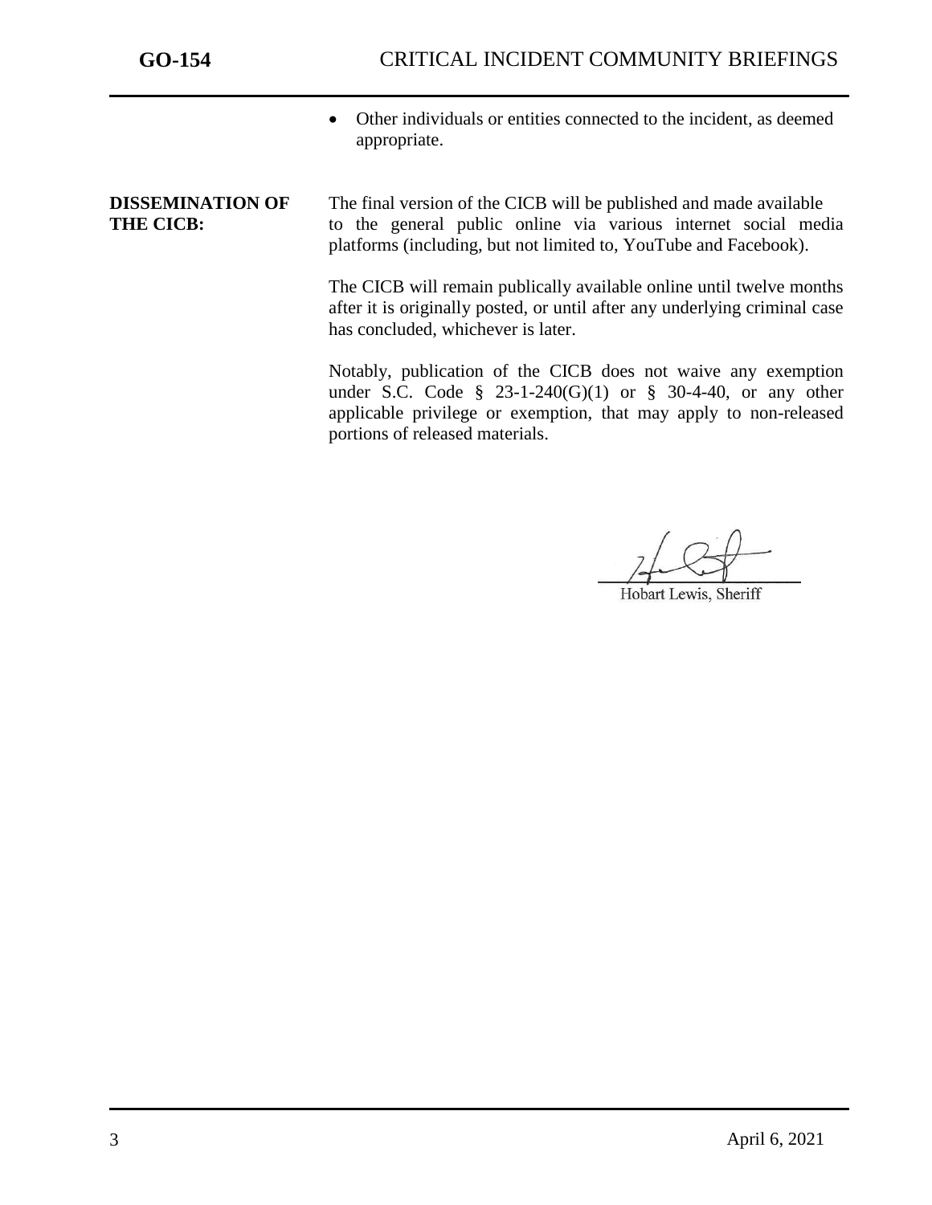- Other individuals or entities connected to the incident, as deemed appropriate.

**DISSEMINATION OF THE CICB:**

The final version of the CICB will be published and made available to the general public online via various internet social media platforms (including, but not limited to, YouTube and Facebook).

The CICB will remain publically available online until twelve months after it is originally posted, or until after any underlying criminal case has concluded, whichever is later.

Notably, publication of the CICB does not waive any exemption under S.C. Code § 23-1-240(G)(1) or § 30-4-40, or any other applicable privilege or exemption, that may apply to non-released portions of released materials.

Hobart Lewis, Sheriff

April 6, 2021